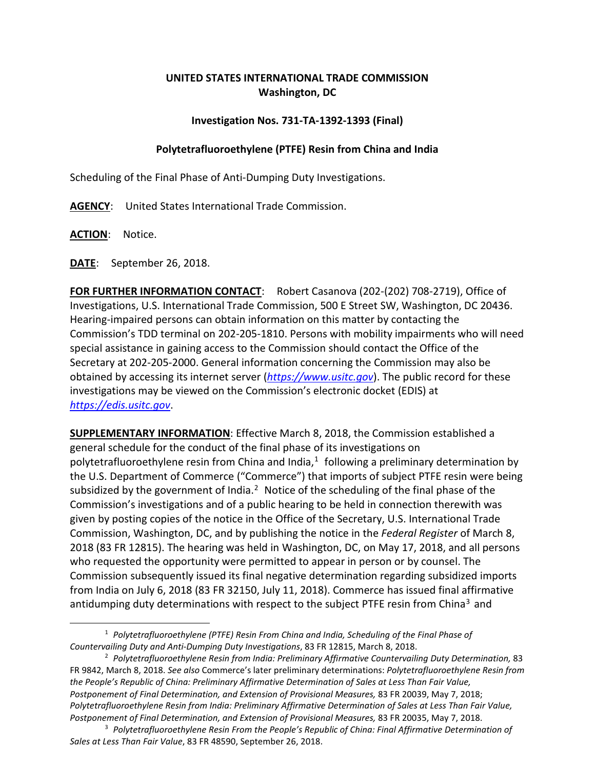**UNITED STATES INTERNATIONAL TRADE COMMISSION**
**Washington, DC**

**Investigation Nos. 731-TA-1392-1393 (Final)**

**Polytetrafluoroethylene (PTFE) Resin from China and India**

Scheduling of the Final Phase of Anti-Dumping Duty Investigations.

**AGENCY**: United States International Trade Commission.

**ACTION**: Notice.

**DATE**: September 26, 2018.

**FOR FURTHER INFORMATION CONTACT**: Robert Casanova (202-(202) 708-2719), Office of Investigations, U.S. International Trade Commission, 500 E Street SW, Washington, DC 20436. Hearing-impaired persons can obtain information on this matter by contacting the Commission's TDD terminal on 202-205-1810. Persons with mobility impairments who will need special assistance in gaining access to the Commission should contact the Office of the Secretary at 202-205-2000. General information concerning the Commission may also be obtained by accessing its internet server (*https://www.usitc.gov*). The public record for these investigations may be viewed on the Commission's electronic docket (EDIS) at *https://edis.usitc.gov*.

**SUPPLEMENTARY INFORMATION**: Effective March 8, 2018, the Commission established a general schedule for the conduct of the final phase of its investigations on polytetrafluoroethylene resin from China and India,[1] following a preliminary determination by the U.S. Department of Commerce ("Commerce") that imports of subject PTFE resin were being subsidized by the government of India.[2] Notice of the scheduling of the final phase of the Commission's investigations and of a public hearing to be held in connection therewith was given by posting copies of the notice in the Office of the Secretary, U.S. International Trade Commission, Washington, DC, and by publishing the notice in the *Federal Register* of March 8, 2018 (83 FR 12815). The hearing was held in Washington, DC, on May 17, 2018, and all persons who requested the opportunity were permitted to appear in person or by counsel. The Commission subsequently issued its final negative determination regarding subsidized imports from India on July 6, 2018 (83 FR 32150, July 11, 2018). Commerce has issued final affirmative antidumping duty determinations with respect to the subject PTFE resin from China[3] and

---

[1] *Polytetrafluoroethylene (PTFE) Resin From China and India, Scheduling of the Final Phase of Countervailing Duty and Anti-Dumping Duty Investigations*, 83 FR 12815, March 8, 2018.

[2] *Polytetrafluoroethylene Resin from India: Preliminary Affirmative Countervailing Duty Determination,* 83 FR 9842, March 8, 2018. *See also* Commerce's later preliminary determinations: *Polytetrafluoroethylene Resin from the People's Republic of China: Preliminary Affirmative Determination of Sales at Less Than Fair Value, Postponement of Final Determination, and Extension of Provisional Measures,* 83 FR 20039, May 7, 2018; *Polytetrafluoroethylene Resin from India: Preliminary Affirmative Determination of Sales at Less Than Fair Value, Postponement of Final Determination, and Extension of Provisional Measures,* 83 FR 20035, May 7, 2018.

[3] *Polytetrafluoroethylene Resin From the People's Republic of China: Final Affirmative Determination of Sales at Less Than Fair Value*, 83 FR 48590, September 26, 2018.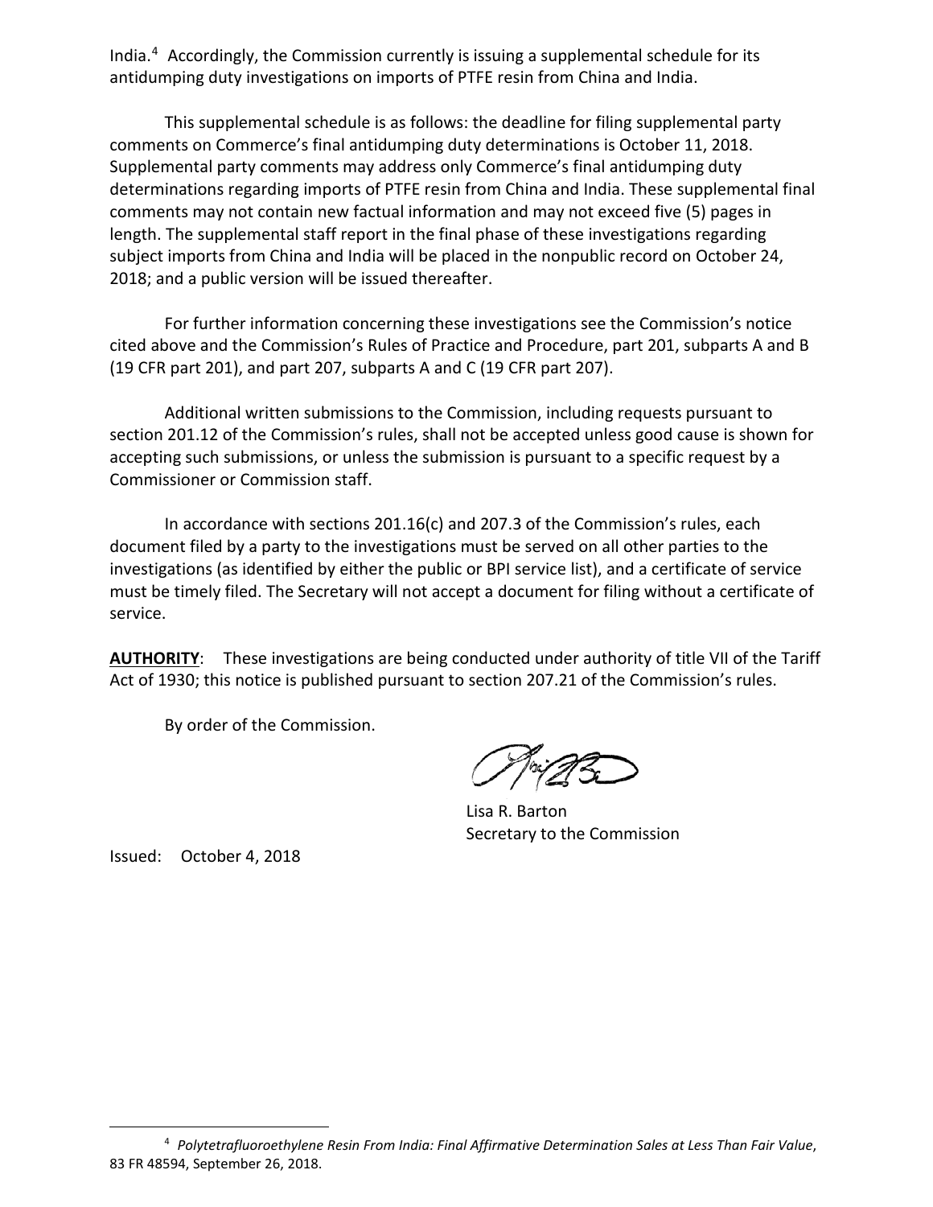India.[4] Accordingly, the Commission currently is issuing a supplemental schedule for its antidumping duty investigations on imports of PTFE resin from China and India.

This supplemental schedule is as follows: the deadline for filing supplemental party comments on Commerce's final antidumping duty determinations is October 11, 2018. Supplemental party comments may address only Commerce's final antidumping duty determinations regarding imports of PTFE resin from China and India. These supplemental final comments may not contain new factual information and may not exceed five (5) pages in length. The supplemental staff report in the final phase of these investigations regarding subject imports from China and India will be placed in the nonpublic record on October 24, 2018; and a public version will be issued thereafter.

For further information concerning these investigations see the Commission's notice cited above and the Commission's Rules of Practice and Procedure, part 201, subparts A and B (19 CFR part 201), and part 207, subparts A and C (19 CFR part 207).

Additional written submissions to the Commission, including requests pursuant to section 201.12 of the Commission's rules, shall not be accepted unless good cause is shown for accepting such submissions, or unless the submission is pursuant to a specific request by a Commissioner or Commission staff.

In accordance with sections 201.16(c) and 207.3 of the Commission's rules, each document filed by a party to the investigations must be served on all other parties to the investigations (as identified by either the public or BPI service list), and a certificate of service must be timely filed. The Secretary will not accept a document for filing without a certificate of service.

**AUTHORITY**: These investigations are being conducted under authority of title VII of the Tariff Act of 1930; this notice is published pursuant to section 207.21 of the Commission's rules.

By order of the Commission.

Lisa R. Barton
Secretary to the Commission

Issued: October 4, 2018

[4] *Polytetrafluoroethylene Resin From India: Final Affirmative Determination Sales at Less Than Fair Value*, 83 FR 48594, September 26, 2018.